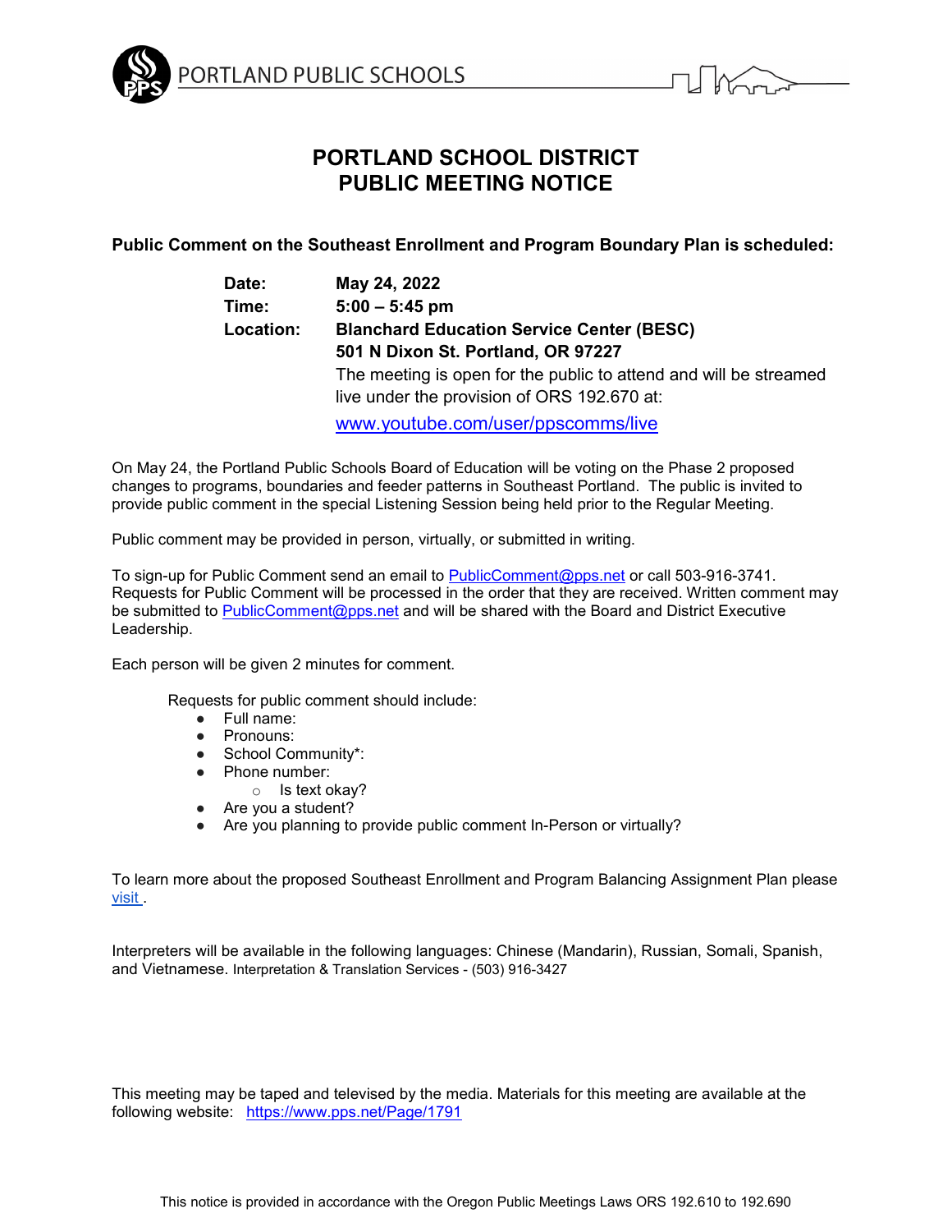PORTLAND PUBLIC SCHOOLS

# PORTLAND SCHOOL DISTRICT
# PUBLIC MEETING NOTICE

**Public Comment on the Southeast Enrollment and Program Boundary Plan is scheduled:**

**Date:** **May 24, 2022**
**Time:** **5:00 – 5:45 pm**
**Location:** **Blanchard Education Service Center (BESC)**
**501 N Dixon St. Portland, OR 97227**
The meeting is open for the public to attend and will be streamed live under the provision of ORS 192.670 at:
www.youtube.com/user/ppscomms/live

On May 24, the Portland Public Schools Board of Education will be voting on the Phase 2 proposed changes to programs, boundaries and feeder patterns in Southeast Portland. The public is invited to provide public comment in the special Listening Session being held prior to the Regular Meeting.

Public comment may be provided in person, virtually, or submitted in writing.

To sign-up for Public Comment send an email to PublicComment@pps.net or call 503-916-3741. Requests for Public Comment will be processed in the order that they are received. Written comment may be submitted to PublicComment@pps.net and will be shared with the Board and District Executive Leadership.

Each person will be given 2 minutes for comment.

Requests for public comment should include:

- Full name:
- Pronouns:
- School Community*:
- Phone number:
  - Is text okay?
- Are you a student?
- Are you planning to provide public comment In-Person or virtually?

To learn more about the proposed Southeast Enrollment and Program Balancing Assignment Plan please visit .

Interpreters will be available in the following languages: Chinese (Mandarin), Russian, Somali, Spanish, and Vietnamese. Interpretation & Translation Services - (503) 916-3427

This meeting may be taped and televised by the media. Materials for this meeting are available at the following website: https://www.pps.net/Page/1791

This notice is provided in accordance with the Oregon Public Meetings Laws ORS 192.610 to 192.690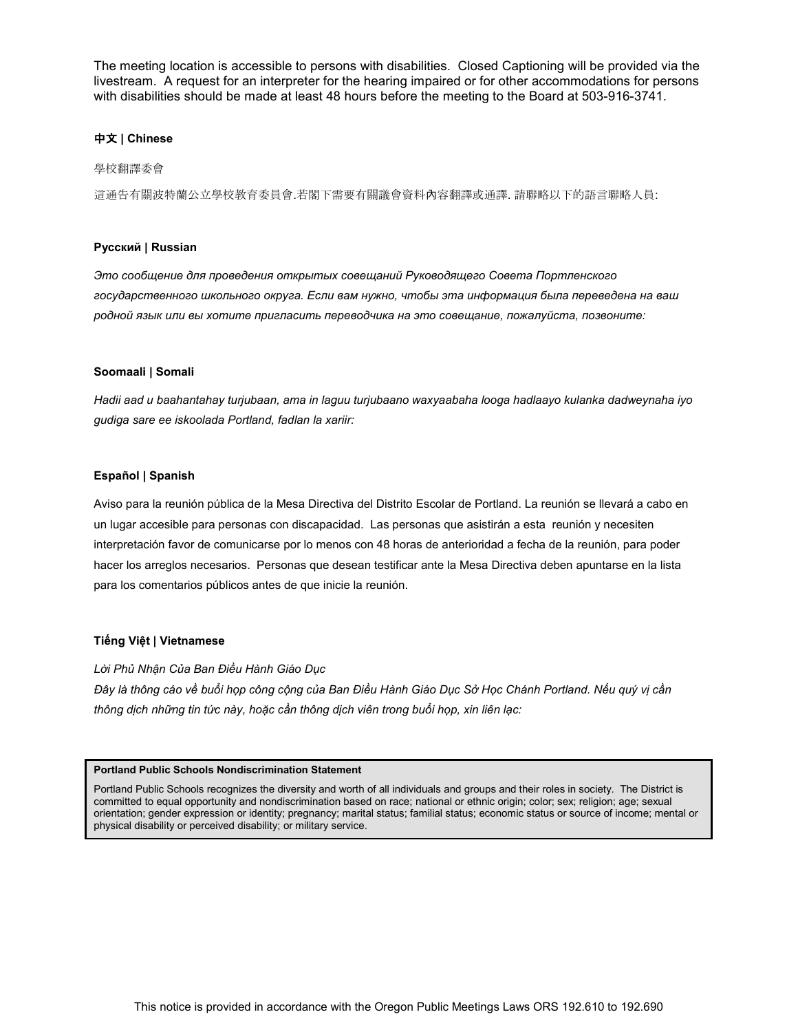The meeting location is accessible to persons with disabilities. Closed Captioning will be provided via the livestream. A request for an interpreter for the hearing impaired or for other accommodations for persons with disabilities should be made at least 48 hours before the meeting to the Board at 503-916-3741.

**中文 | Chinese**

學校翻譯委會

這通告有關波特蘭公立學校教育委員會.若閣下需要有關議會資料內容翻譯或通譯. 請聯略以下的語言聯略人員:

**Русский | Russian**

*Это сообщение для проведения открытых совещаний Руководящего Совета Портленского государственного школьного округа. Если вам нужно, чтобы эта информация была переведена на ваш родной язык или вы хотите пригласить переводчика на это совещание, пожалуйста, позвоните:*

**Soomaali | Somali**

*Hadii aad u baahantahay turjubaan, ama in laguu turjubaano waxyaabaha looga hadlaayo kulanka dadweynaha iyo gudiga sare ee iskoolada Portland, fadlan la xariir:*

**Español | Spanish**

Aviso para la reunión pública de la Mesa Directiva del Distrito Escolar de Portland. La reunión se llevará a cabo en un lugar accesible para personas con discapacidad. Las personas que asistirán a esta reunión y necesiten interpretación favor de comunicarse por lo menos con 48 horas de anterioridad a fecha de la reunión, para poder hacer los arreglos necesarios. Personas que desean testificar ante la Mesa Directiva deben apuntarse en la lista para los comentarios públicos antes de que inicie la reunión.

**Tiếng Việt | Vietnamese**

*Lời Phủ Nhận Của Ban Điều Hành Giáo Dục*
*Đây là thông cáo về buổi họp công cộng của Ban Điều Hành Giáo Dục Sở Học Chánh Portland. Nếu quý vị cần thông dịch những tin tức này, hoặc cần thông dịch viên trong buổi họp, xin liên lạc:*

**Portland Public Schools Nondiscrimination Statement**

Portland Public Schools recognizes the diversity and worth of all individuals and groups and their roles in society. The District is committed to equal opportunity and nondiscrimination based on race; national or ethnic origin; color; sex; religion; age; sexual orientation; gender expression or identity; pregnancy; marital status; familial status; economic status or source of income; mental or physical disability or perceived disability; or military service.

This notice is provided in accordance with the Oregon Public Meetings Laws ORS 192.610 to 192.690